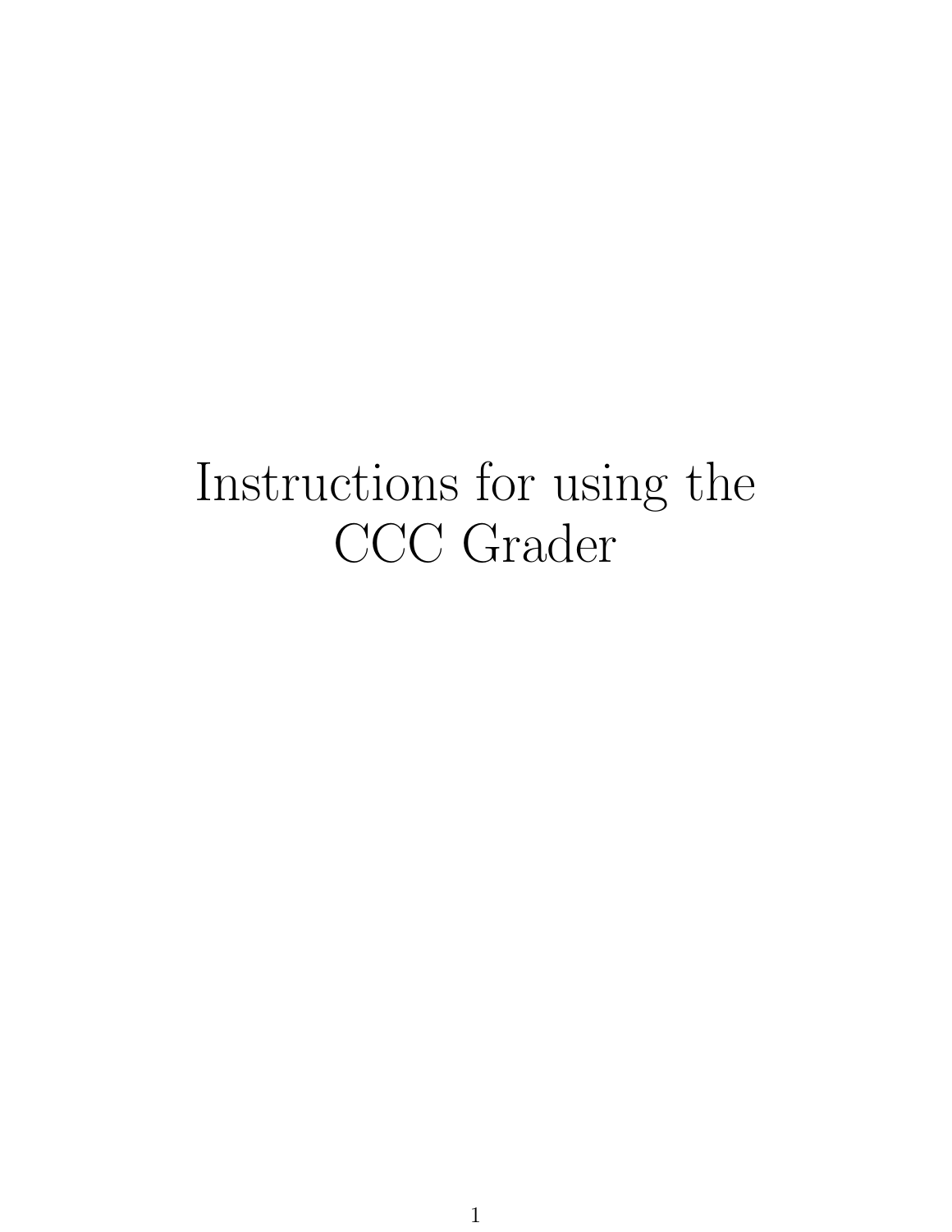# Instructions for using the CCC Grader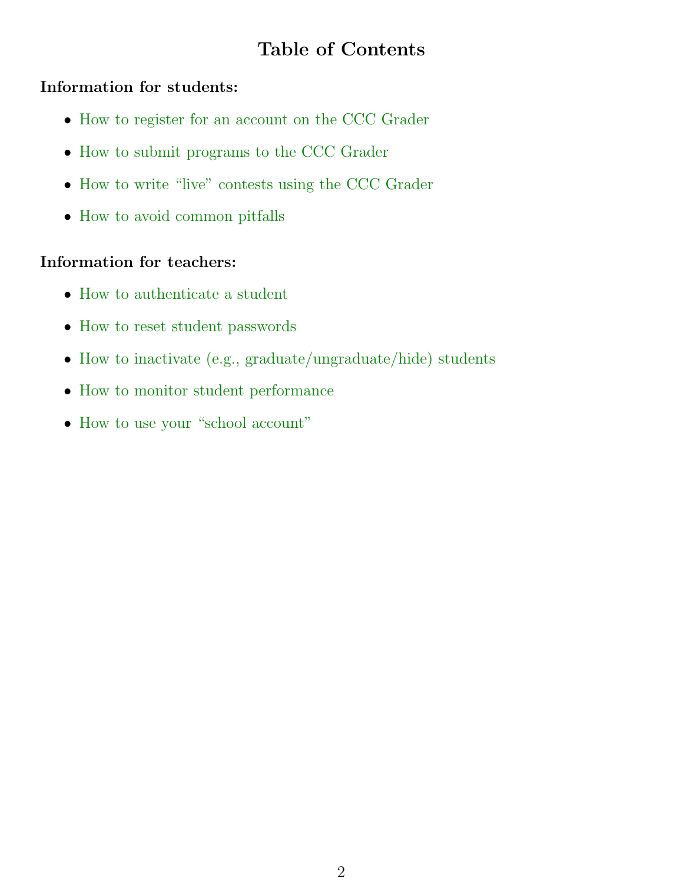# Table of Contents

**Information for students:**

- How to register for an account on the CCC Grader
- How to submit programs to the CCC Grader
- How to write "live" contests using the CCC Grader
- How to avoid common pitfalls

**Information for teachers:**

- How to authenticate a student
- How to reset student passwords
- How to inactivate (e.g., graduate/ungraduate/hide) students
- How to monitor student performance
- How to use your "school account"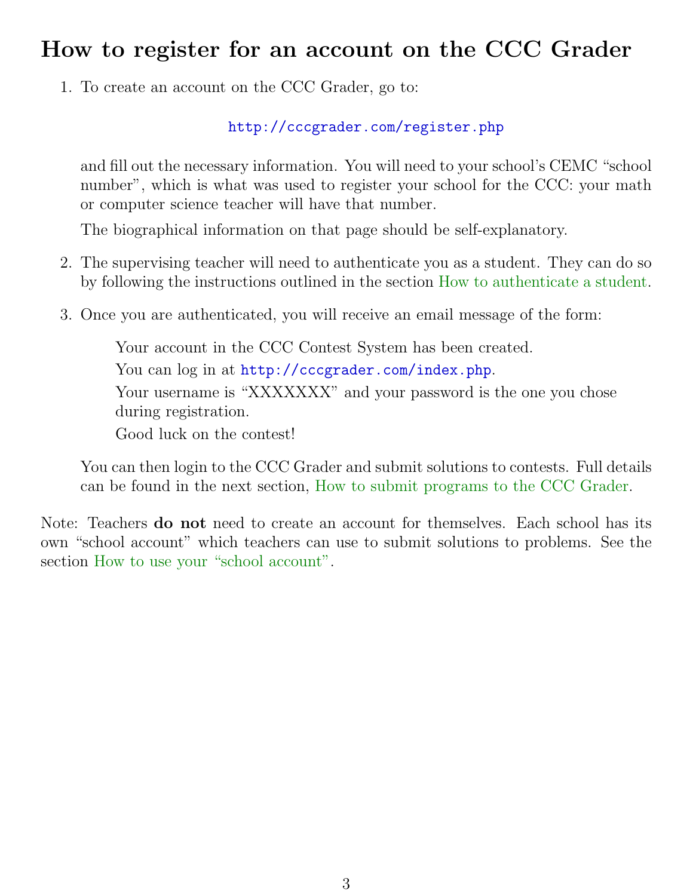# How to register for an account on the CCC Grader

1. To create an account on the CCC Grader, go to:

   http://cccgrader.com/register.php

   and fill out the necessary information. You will need to your school's CEMC "school number", which is what was used to register your school for the CCC: your math or computer science teacher will have that number.

   The biographical information on that page should be self-explanatory.

2. The supervising teacher will need to authenticate you as a student. They can do so by following the instructions outlined in the section How to authenticate a student.

3. Once you are authenticated, you will receive an email message of the form:

   > Your account in the CCC Contest System has been created.
   >
   > You can log in at http://cccgrader.com/index.php.
   >
   > Your username is "XXXXXXX" and your password is the one you chose during registration.
   >
   > Good luck on the contest!

   You can then login to the CCC Grader and submit solutions to contests. Full details can be found in the next section, How to submit programs to the CCC Grader.

Note: Teachers **do not** need to create an account for themselves. Each school has its own "school account" which teachers can use to submit solutions to problems. See the section How to use your "school account".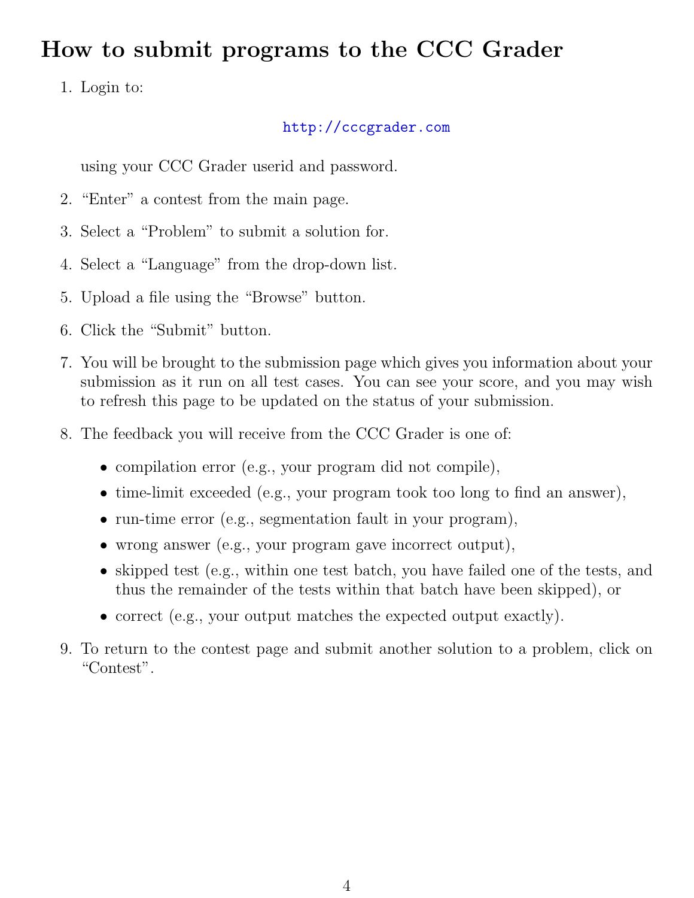# How to submit programs to the CCC Grader

1. Login to:

   http://cccgrader.com

   using your CCC Grader userid and password.

2. "Enter" a contest from the main page.

3. Select a "Problem" to submit a solution for.

4. Select a "Language" from the drop-down list.

5. Upload a file using the "Browse" button.

6. Click the "Submit" button.

7. You will be brought to the submission page which gives you information about your submission as it run on all test cases. You can see your score, and you may wish to refresh this page to be updated on the status of your submission.

8. The feedback you will receive from the CCC Grader is one of:

   - compilation error (e.g., your program did not compile),
   - time-limit exceeded (e.g., your program took too long to find an answer),
   - run-time error (e.g., segmentation fault in your program),
   - wrong answer (e.g., your program gave incorrect output),
   - skipped test (e.g., within one test batch, you have failed one of the tests, and thus the remainder of the tests within that batch have been skipped), or
   - correct (e.g., your output matches the expected output exactly).

9. To return to the contest page and submit another solution to a problem, click on "Contest".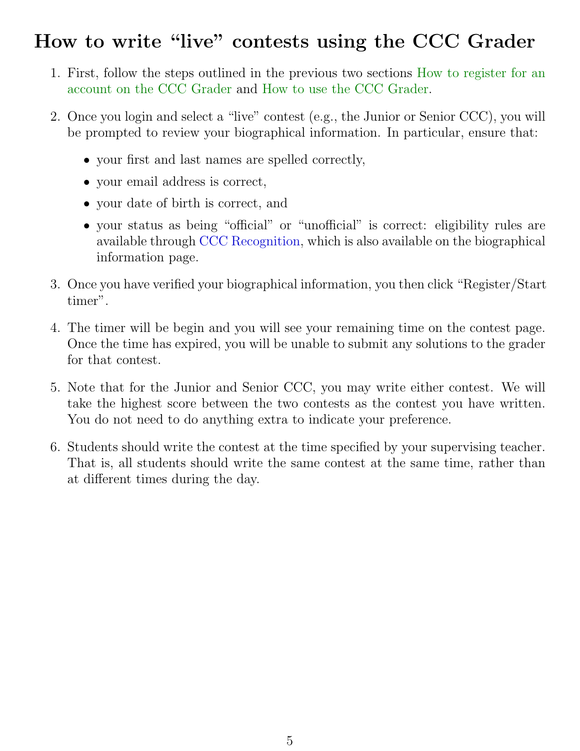# How to write "live" contests using the CCC Grader

1. First, follow the steps outlined in the previous two sections How to register for an account on the CCC Grader and How to use the CCC Grader.

2. Once you login and select a "live" contest (e.g., the Junior or Senior CCC), you will be prompted to review your biographical information. In particular, ensure that:

   - your first and last names are spelled correctly,
   - your email address is correct,
   - your date of birth is correct, and
   - your status as being "official" or "unofficial" is correct: eligibility rules are available through CCC Recognition, which is also available on the biographical information page.

3. Once you have verified your biographical information, you then click "Register/Start timer".

4. The timer will be begin and you will see your remaining time on the contest page. Once the time has expired, you will be unable to submit any solutions to the grader for that contest.

5. Note that for the Junior and Senior CCC, you may write either contest. We will take the highest score between the two contests as the contest you have written. You do not need to do anything extra to indicate your preference.

6. Students should write the contest at the time specified by your supervising teacher. That is, all students should write the same contest at the same time, rather than at different times during the day.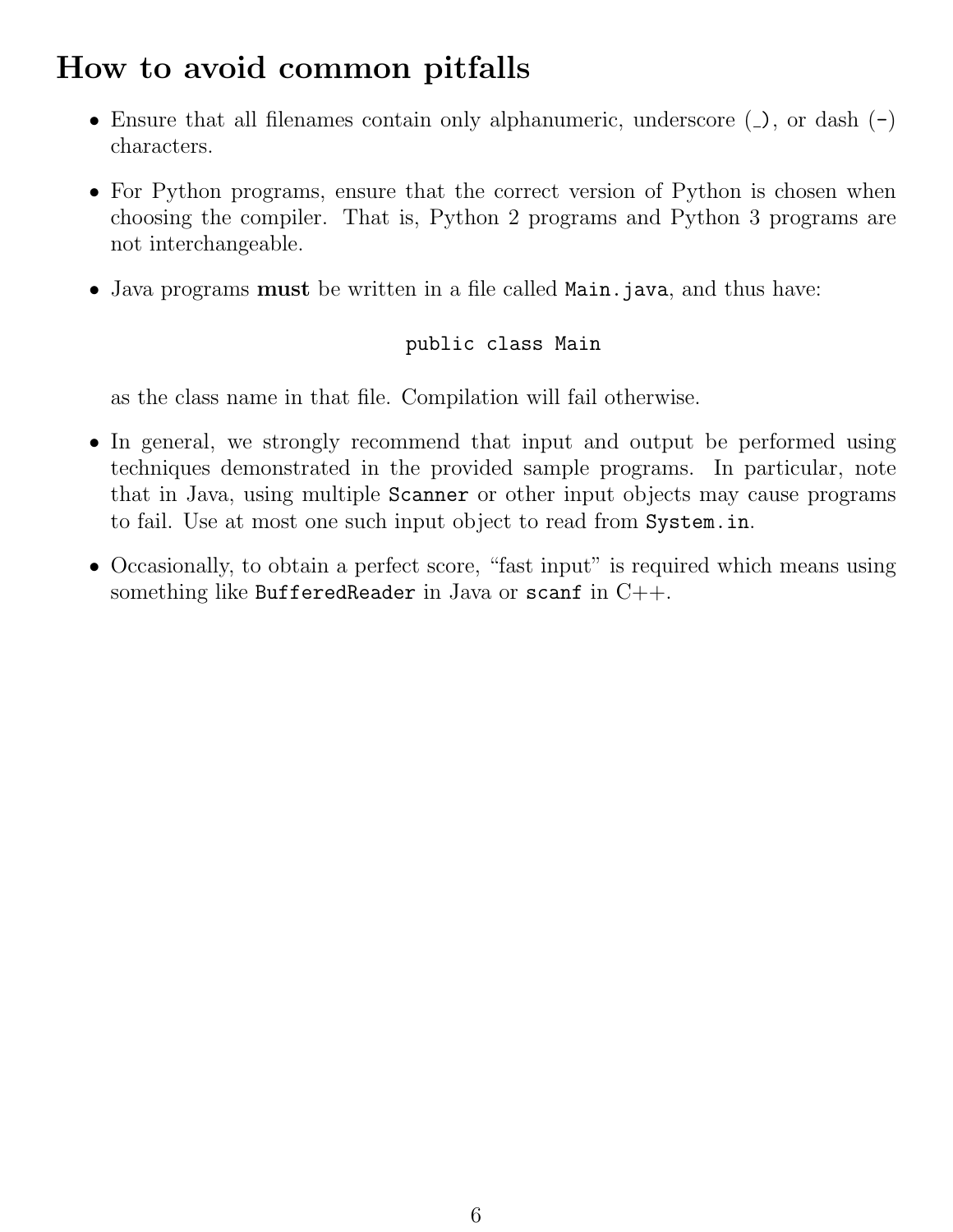# How to avoid common pitfalls

- Ensure that all filenames contain only alphanumeric, underscore (`_`), or dash (`-`) characters.
- For Python programs, ensure that the correct version of Python is chosen when choosing the compiler. That is, Python 2 programs and Python 3 programs are not interchangeable.
- Java programs **must** be written in a file called `Main.java`, and thus have:

  ```
  public class Main
  ```

  as the class name in that file. Compilation will fail otherwise.
- In general, we strongly recommend that input and output be performed using techniques demonstrated in the provided sample programs. In particular, note that in Java, using multiple `Scanner` or other input objects may cause programs to fail. Use at most one such input object to read from `System.in`.
- Occasionally, to obtain a perfect score, "fast input" is required which means using something like `BufferedReader` in Java or `scanf` in C++.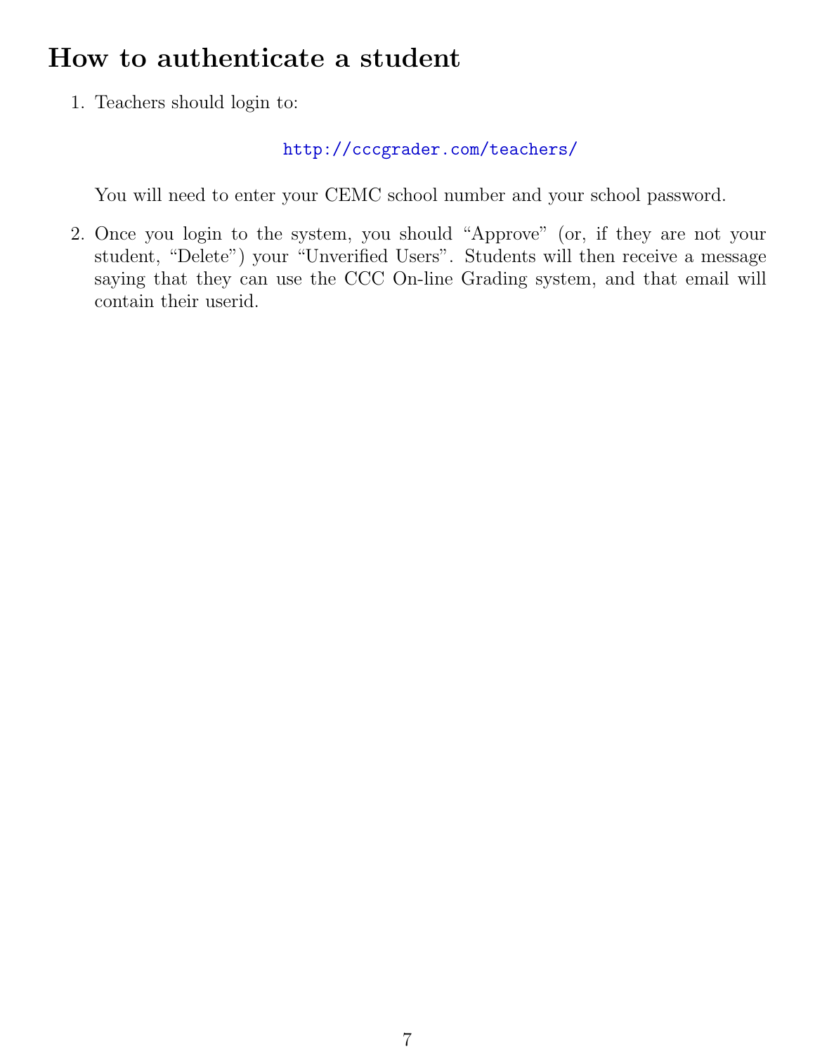## How to authenticate a student

1. Teachers should login to:

   http://cccgrader.com/teachers/

   You will need to enter your CEMC school number and your school password.

2. Once you login to the system, you should "Approve" (or, if they are not your student, "Delete") your "Unverified Users". Students will then receive a message saying that they can use the CCC On-line Grading system, and that email will contain their userid.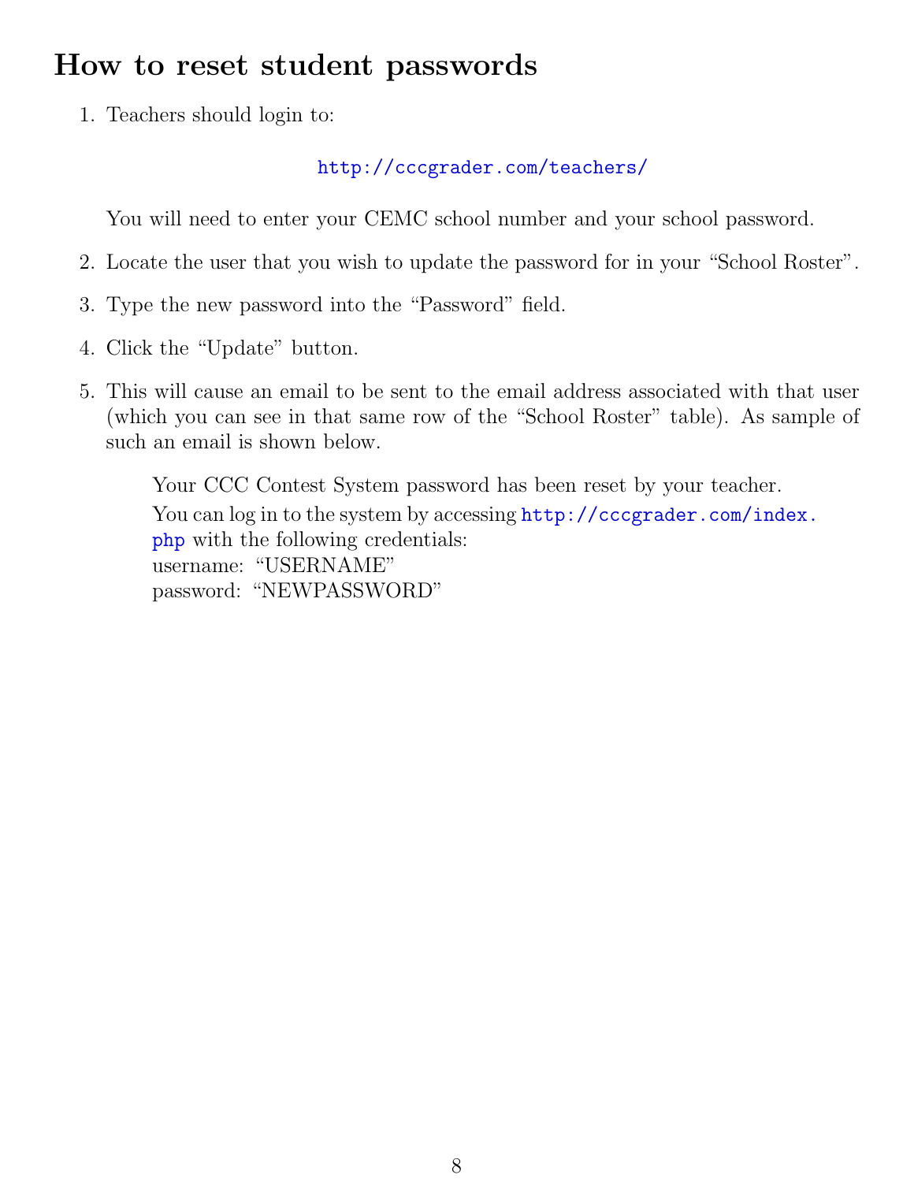# How to reset student passwords

1. Teachers should login to:

   http://cccgrader.com/teachers/

   You will need to enter your CEMC school number and your school password.

2. Locate the user that you wish to update the password for in your "School Roster".

3. Type the new password into the "Password" field.

4. Click the "Update" button.

5. This will cause an email to be sent to the email address associated with that user (which you can see in that same row of the "School Roster" table). As sample of such an email is shown below.

   > Your CCC Contest System password has been reset by your teacher.
   > You can log in to the system by accessing http://cccgrader.com/index.php with the following credentials:
   > username: "USERNAME"
   > password: "NEWPASSWORD"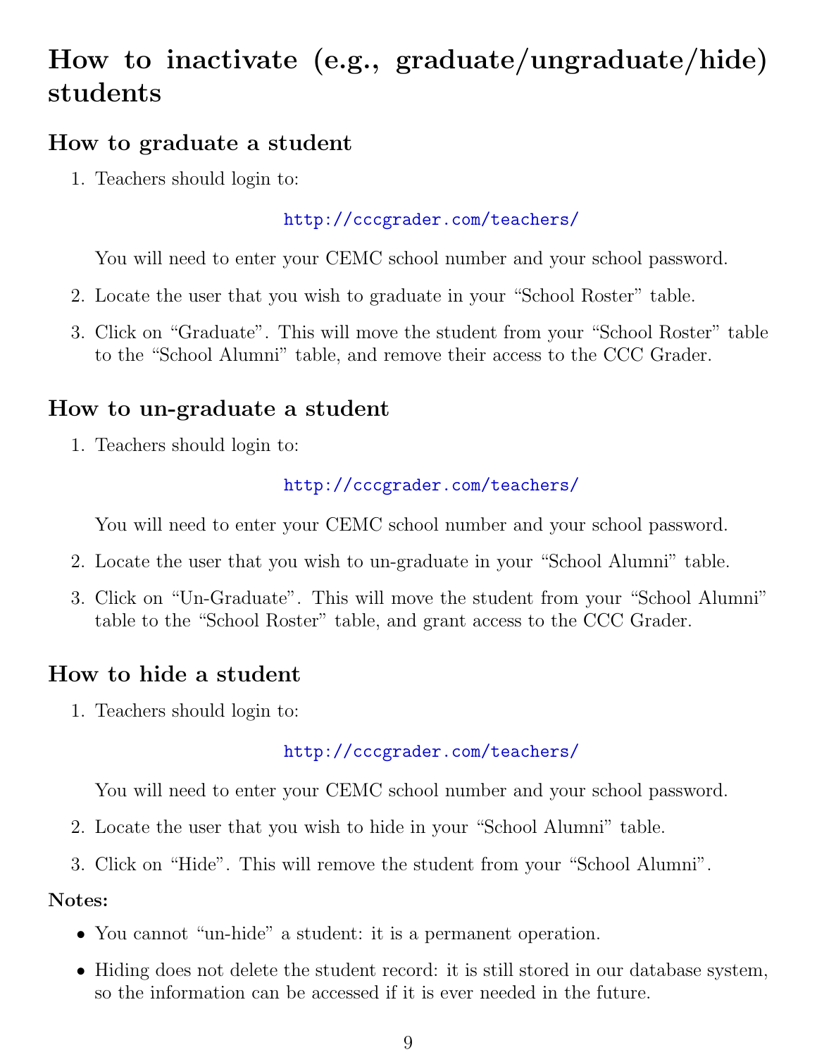# How to inactivate (e.g., graduate/ungraduate/hide) students

## How to graduate a student

1. Teachers should login to:

   http://cccgrader.com/teachers/

   You will need to enter your CEMC school number and your school password.

2. Locate the user that you wish to graduate in your "School Roster" table.

3. Click on "Graduate". This will move the student from your "School Roster" table to the "School Alumni" table, and remove their access to the CCC Grader.

## How to un-graduate a student

1. Teachers should login to:

   http://cccgrader.com/teachers/

   You will need to enter your CEMC school number and your school password.

2. Locate the user that you wish to un-graduate in your "School Alumni" table.

3. Click on "Un-Graduate". This will move the student from your "School Alumni" table to the "School Roster" table, and grant access to the CCC Grader.

## How to hide a student

1. Teachers should login to:

   http://cccgrader.com/teachers/

   You will need to enter your CEMC school number and your school password.

2. Locate the user that you wish to hide in your "School Alumni" table.

3. Click on "Hide". This will remove the student from your "School Alumni".

**Notes:**

- You cannot "un-hide" a student: it is a permanent operation.
- Hiding does not delete the student record: it is still stored in our database system, so the information can be accessed if it is ever needed in the future.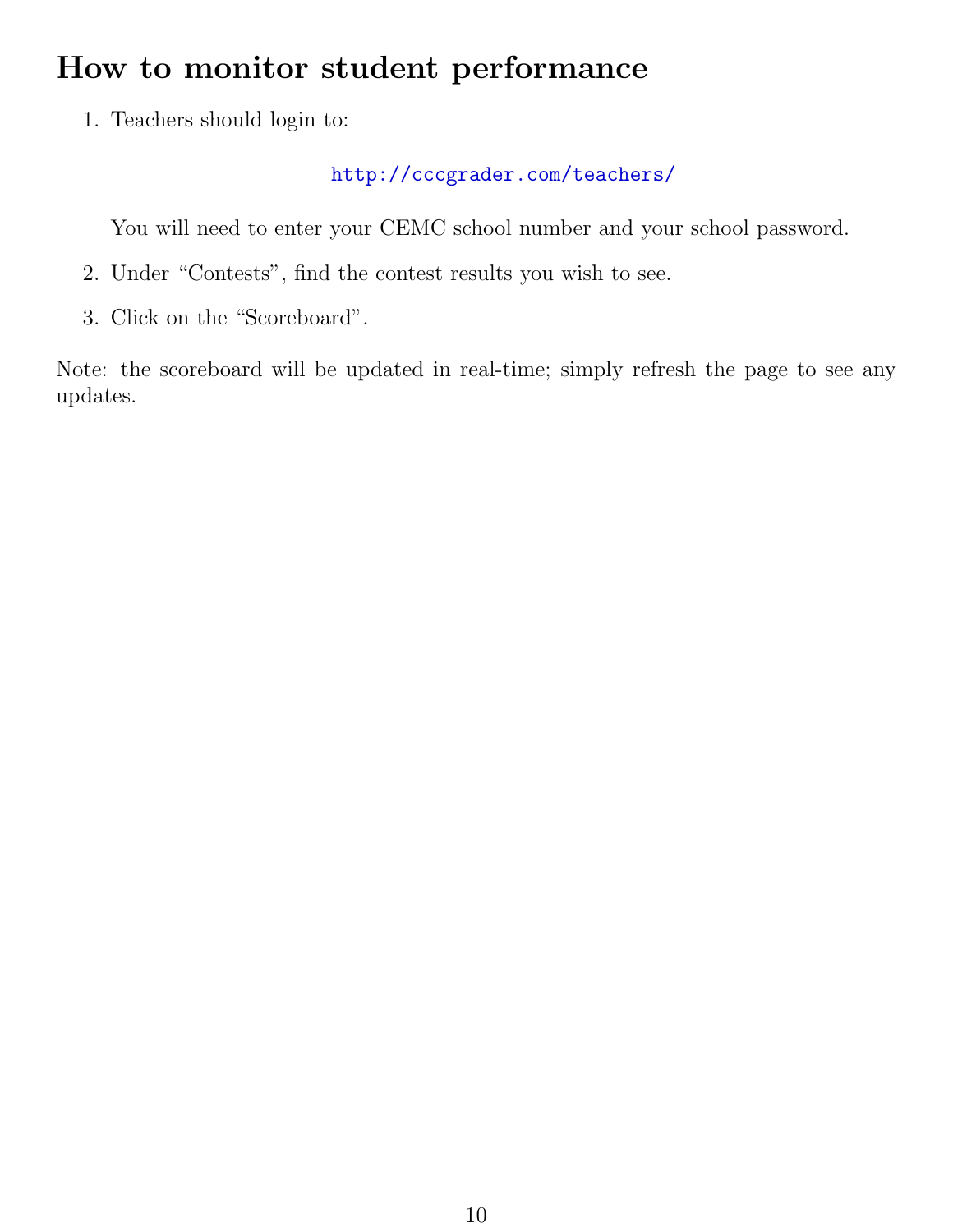# How to monitor student performance

1. Teachers should login to:

   http://cccgrader.com/teachers/

   You will need to enter your CEMC school number and your school password.

2. Under “Contests”, find the contest results you wish to see.

3. Click on the “Scoreboard”.

Note: the scoreboard will be updated in real-time; simply refresh the page to see any updates.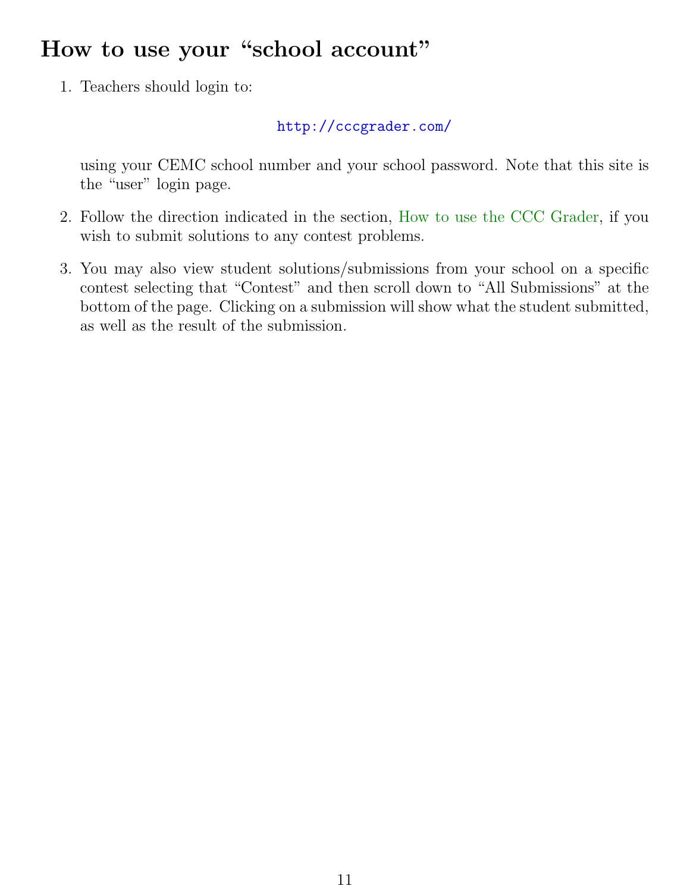## How to use your "school account"

1. Teachers should login to:

   http://cccgrader.com/

   using your CEMC school number and your school password. Note that this site is the "user" login page.

2. Follow the direction indicated in the section, How to use the CCC Grader, if you wish to submit solutions to any contest problems.

3. You may also view student solutions/submissions from your school on a specific contest selecting that "Contest" and then scroll down to "All Submissions" at the bottom of the page. Clicking on a submission will show what the student submitted, as well as the result of the submission.